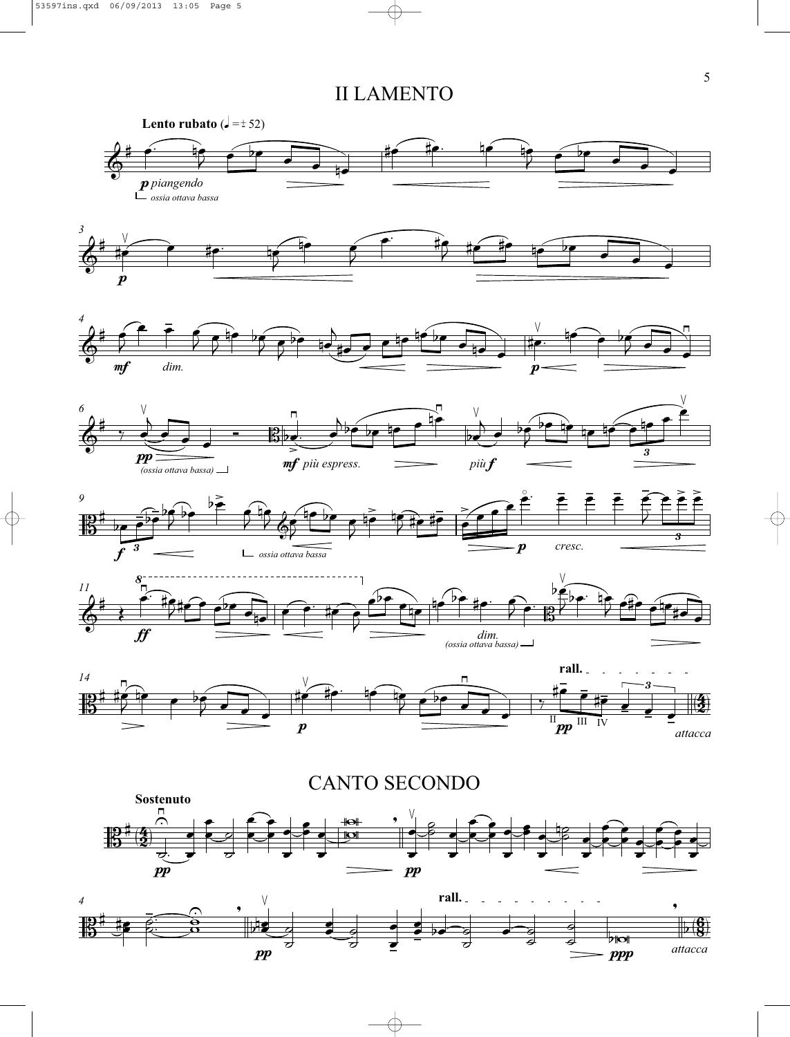# II LAMENTO

**Lento rubato** (♩ = ± 52)

*p piangendo*

*ossia ottava bassa*

*mf* *dim.*

*pp* *(ossia ottava bassa)*

*mf più espress.* *più f*

*f* *ossia ottava bassa*

*p* *cresc.*

*ff*

*dim.* *(ossia ottava bassa)*

*p*

**rall.**

*pp*

*attacca*

# CANTO SECONDO

**Sostenuto**

*pp*

**rall.**

*ppp*

*attacca*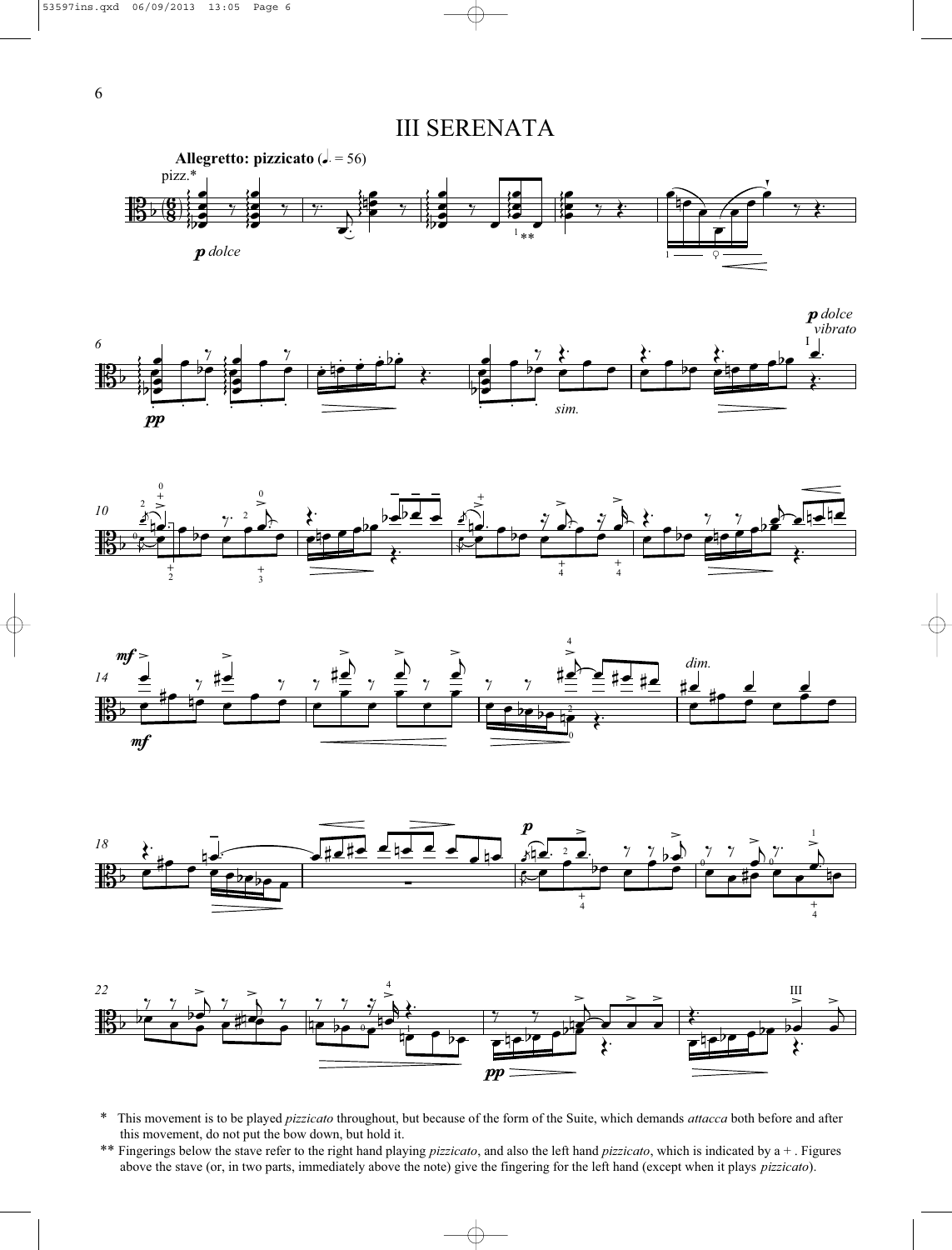# III SERENATA

\* This movement is to be played *pizzicato* throughout, but because of the form of the Suite, which demands *attacca* both before and after this movement, do not put the bow down, but hold it.

\*\* Fingerings below the stave refer to the right hand playing *pizzicato*, and also the left hand *pizzicato*, which is indicated by a + . Figures above the stave (or, in two parts, immediately above the note) give the fingering for the left hand (except when it plays *pizzicato*).